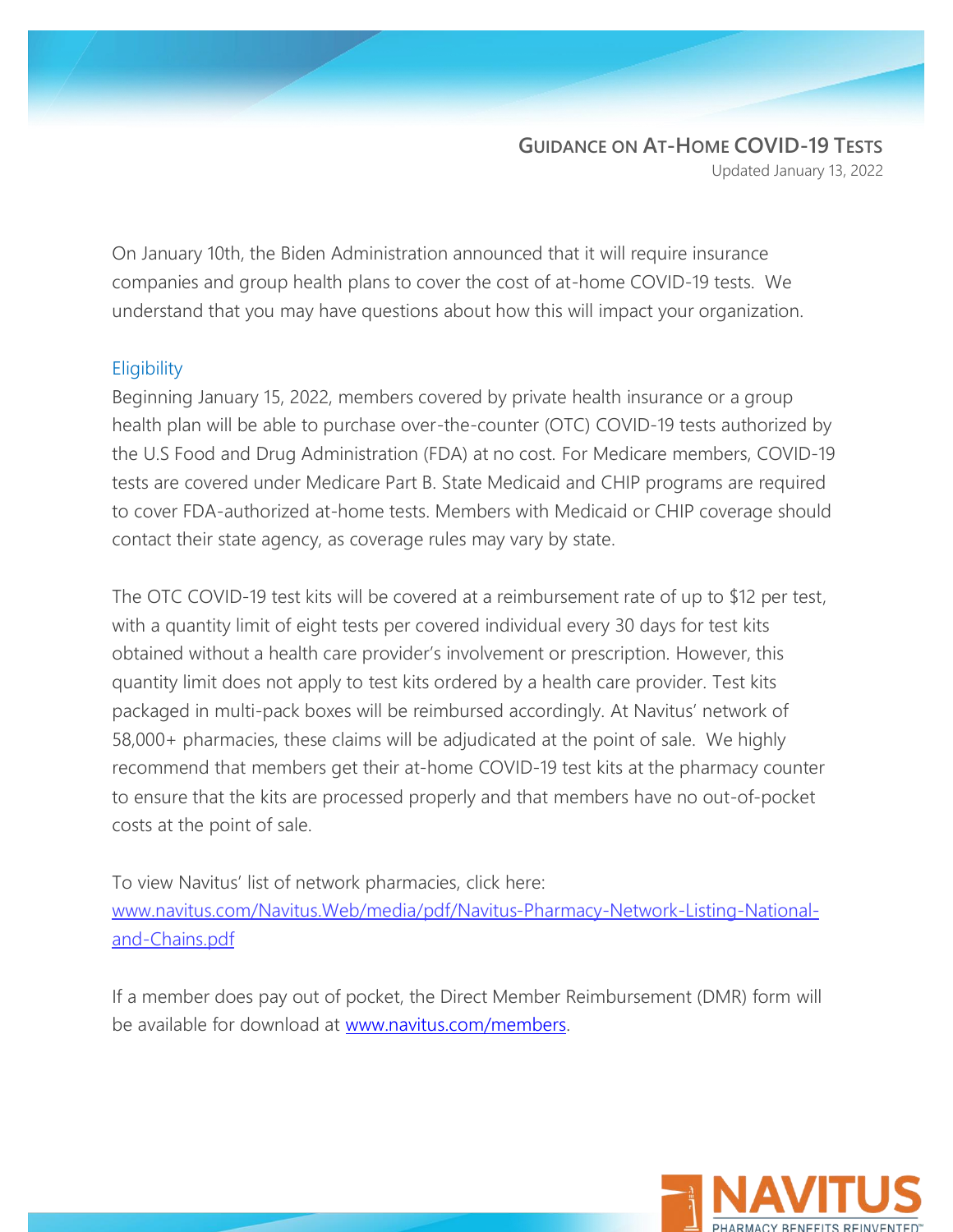# Guidance on At-Home COVID-19 Tests

Updated January 13, 2022

On January 10th, the Biden Administration announced that it will require insurance companies and group health plans to cover the cost of at-home COVID-19 tests. We understand that you may have questions about how this will impact your organization.

## Eligibility

Beginning January 15, 2022, members covered by private health insurance or a group health plan will be able to purchase over-the-counter (OTC) COVID-19 tests authorized by the U.S Food and Drug Administration (FDA) at no cost. For Medicare members, COVID-19 tests are covered under Medicare Part B. State Medicaid and CHIP programs are required to cover FDA-authorized at-home tests. Members with Medicaid or CHIP coverage should contact their state agency, as coverage rules may vary by state.

The OTC COVID-19 test kits will be covered at a reimbursement rate of up to $12 per test, with a quantity limit of eight tests per covered individual every 30 days for test kits obtained without a health care provider's involvement or prescription. However, this quantity limit does not apply to test kits ordered by a health care provider. Test kits packaged in multi-pack boxes will be reimbursed accordingly. At Navitus' network of 58,000+ pharmacies, these claims will be adjudicated at the point of sale. We highly recommend that members get their at-home COVID-19 test kits at the pharmacy counter to ensure that the kits are processed properly and that members have no out-of-pocket costs at the point of sale.

To view Navitus' list of network pharmacies, click here: [www.navitus.com/Navitus.Web/media/pdf/Navitus-Pharmacy-Network-Listing-National-and-Chains.pdf](www.navitus.com/Navitus.Web/media/pdf/Navitus-Pharmacy-Network-Listing-National-and-Chains.pdf)

If a member does pay out of pocket, the Direct Member Reimbursement (DMR) form will be available for download at [www.navitus.com/members](www.navitus.com/members).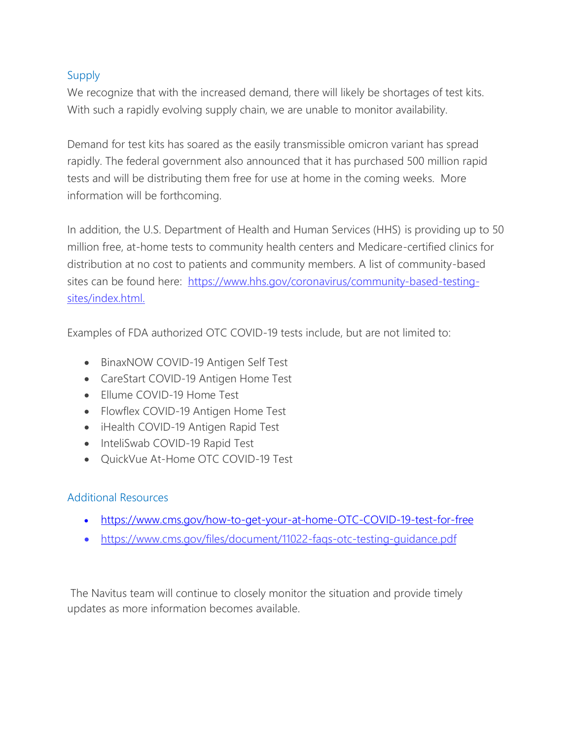## Supply

We recognize that with the increased demand, there will likely be shortages of test kits. With such a rapidly evolving supply chain, we are unable to monitor availability.

Demand for test kits has soared as the easily transmissible omicron variant has spread rapidly. The federal government also announced that it has purchased 500 million rapid tests and will be distributing them free for use at home in the coming weeks. More information will be forthcoming.

In addition, the U.S. Department of Health and Human Services (HHS) is providing up to 50 million free, at-home tests to community health centers and Medicare-certified clinics for distribution at no cost to patients and community members. A list of community-based sites can be found here: [https://www.hhs.gov/coronavirus/community-based-testing-sites/index.html.](https://www.hhs.gov/coronavirus/community-based-testing-sites/index.html)

Examples of FDA authorized OTC COVID-19 tests include, but are not limited to:

- BinaxNOW COVID-19 Antigen Self Test
- CareStart COVID-19 Antigen Home Test
- Ellume COVID-19 Home Test
- Flowflex COVID-19 Antigen Home Test
- iHealth COVID-19 Antigen Rapid Test
- InteliSwab COVID-19 Rapid Test
- QuickVue At-Home OTC COVID-19 Test

## Additional Resources

- https://www.cms.gov/how-to-get-your-at-home-OTC-COVID-19-test-for-free
- https://www.cms.gov/files/document/11022-faqs-otc-testing-guidance.pdf

The Navitus team will continue to closely monitor the situation and provide timely updates as more information becomes available.